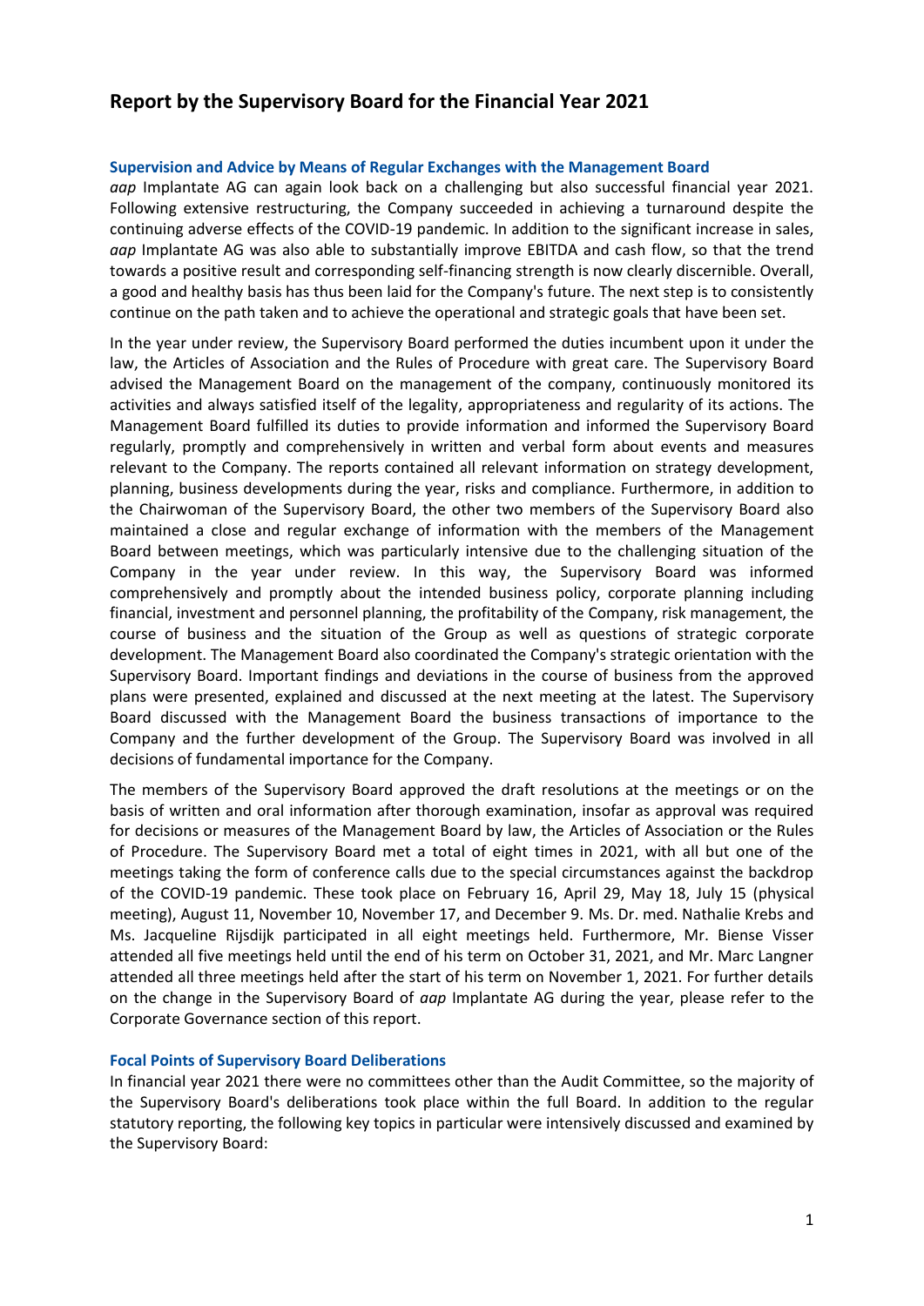# Report by the Supervisory Board for the Financial Year 2021

### Supervision and Advice by Means of Regular Exchanges with the Management Board

*aap* Implantate AG can again look back on a challenging but also successful financial year 2021. Following extensive restructuring, the Company succeeded in achieving a turnaround despite the continuing adverse effects of the COVID-19 pandemic. In addition to the significant increase in sales, *aap* Implantate AG was also able to substantially improve EBITDA and cash flow, so that the trend towards a positive result and corresponding self-financing strength is now clearly discernible. Overall, a good and healthy basis has thus been laid for the Company's future. The next step is to consistently continue on the path taken and to achieve the operational and strategic goals that have been set.

In the year under review, the Supervisory Board performed the duties incumbent upon it under the law, the Articles of Association and the Rules of Procedure with great care. The Supervisory Board advised the Management Board on the management of the company, continuously monitored its activities and always satisfied itself of the legality, appropriateness and regularity of its actions. The Management Board fulfilled its duties to provide information and informed the Supervisory Board regularly, promptly and comprehensively in written and verbal form about events and measures relevant to the Company. The reports contained all relevant information on strategy development, planning, business developments during the year, risks and compliance. Furthermore, in addition to the Chairwoman of the Supervisory Board, the other two members of the Supervisory Board also maintained a close and regular exchange of information with the members of the Management Board between meetings, which was particularly intensive due to the challenging situation of the Company in the year under review. In this way, the Supervisory Board was informed comprehensively and promptly about the intended business policy, corporate planning including financial, investment and personnel planning, the profitability of the Company, risk management, the course of business and the situation of the Group as well as questions of strategic corporate development. The Management Board also coordinated the Company's strategic orientation with the Supervisory Board. Important findings and deviations in the course of business from the approved plans were presented, explained and discussed at the next meeting at the latest. The Supervisory Board discussed with the Management Board the business transactions of importance to the Company and the further development of the Group. The Supervisory Board was involved in all decisions of fundamental importance for the Company.

The members of the Supervisory Board approved the draft resolutions at the meetings or on the basis of written and oral information after thorough examination, insofar as approval was required for decisions or measures of the Management Board by law, the Articles of Association or the Rules of Procedure. The Supervisory Board met a total of eight times in 2021, with all but one of the meetings taking the form of conference calls due to the special circumstances against the backdrop of the COVID-19 pandemic. These took place on February 16, April 29, May 18, July 15 (physical meeting), August 11, November 10, November 17, and December 9. Ms. Dr. med. Nathalie Krebs and Ms. Jacqueline Rijsdijk participated in all eight meetings held. Furthermore, Mr. Biense Visser attended all five meetings held until the end of his term on October 31, 2021, and Mr. Marc Langner attended all three meetings held after the start of his term on November 1, 2021. For further details on the change in the Supervisory Board of *aap* Implantate AG during the year, please refer to the Corporate Governance section of this report.

### Focal Points of Supervisory Board Deliberations

In financial year 2021 there were no committees other than the Audit Committee, so the majority of the Supervisory Board's deliberations took place within the full Board. In addition to the regular statutory reporting, the following key topics in particular were intensively discussed and examined by the Supervisory Board: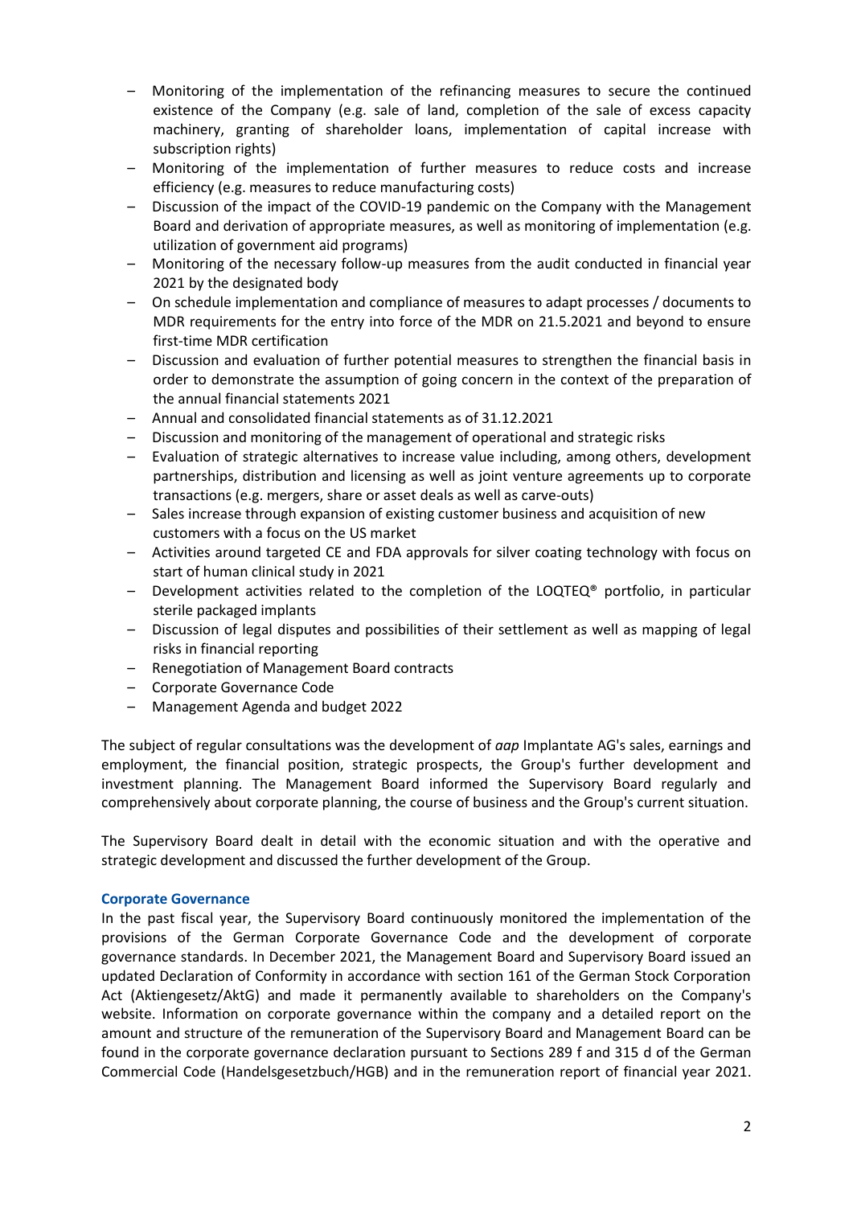- Monitoring of the implementation of the refinancing measures to secure the continued existence of the Company (e.g. sale of land, completion of the sale of excess capacity machinery, granting of shareholder loans, implementation of capital increase with subscription rights)
- Monitoring of the implementation of further measures to reduce costs and increase efficiency (e.g. measures to reduce manufacturing costs)
- Discussion of the impact of the COVID-19 pandemic on the Company with the Management Board and derivation of appropriate measures, as well as monitoring of implementation (e.g. utilization of government aid programs)
- Monitoring of the necessary follow-up measures from the audit conducted in financial year 2021 by the designated body
- On schedule implementation and compliance of measures to adapt processes / documents to MDR requirements for the entry into force of the MDR on 21.5.2021 and beyond to ensure first-time MDR certification
- Discussion and evaluation of further potential measures to strengthen the financial basis in order to demonstrate the assumption of going concern in the context of the preparation of the annual financial statements 2021
- Annual and consolidated financial statements as of 31.12.2021
- Discussion and monitoring of the management of operational and strategic risks
- Evaluation of strategic alternatives to increase value including, among others, development partnerships, distribution and licensing as well as joint venture agreements up to corporate transactions (e.g. mergers, share or asset deals as well as carve-outs)
- Sales increase through expansion of existing customer business and acquisition of new customers with a focus on the US market
- Activities around targeted CE and FDA approvals for silver coating technology with focus on start of human clinical study in 2021
- Development activities related to the completion of the LOQTEQ® portfolio, in particular sterile packaged implants
- Discussion of legal disputes and possibilities of their settlement as well as mapping of legal risks in financial reporting
- Renegotiation of Management Board contracts
- Corporate Governance Code
- Management Agenda and budget 2022

The subject of regular consultations was the development of *aap* Implantate AG's sales, earnings and employment, the financial position, strategic prospects, the Group's further development and investment planning. The Management Board informed the Supervisory Board regularly and comprehensively about corporate planning, the course of business and the Group's current situation.

The Supervisory Board dealt in detail with the economic situation and with the operative and strategic development and discussed the further development of the Group.

### Corporate Governance

In the past fiscal year, the Supervisory Board continuously monitored the implementation of the provisions of the German Corporate Governance Code and the development of corporate governance standards. In December 2021, the Management Board and Supervisory Board issued an updated Declaration of Conformity in accordance with section 161 of the German Stock Corporation Act (Aktiengesetz/AktG) and made it permanently available to shareholders on the Company's website. Information on corporate governance within the company and a detailed report on the amount and structure of the remuneration of the Supervisory Board and Management Board can be found in the corporate governance declaration pursuant to Sections 289 f and 315 d of the German Commercial Code (Handelsgesetzbuch/HGB) and in the remuneration report of financial year 2021.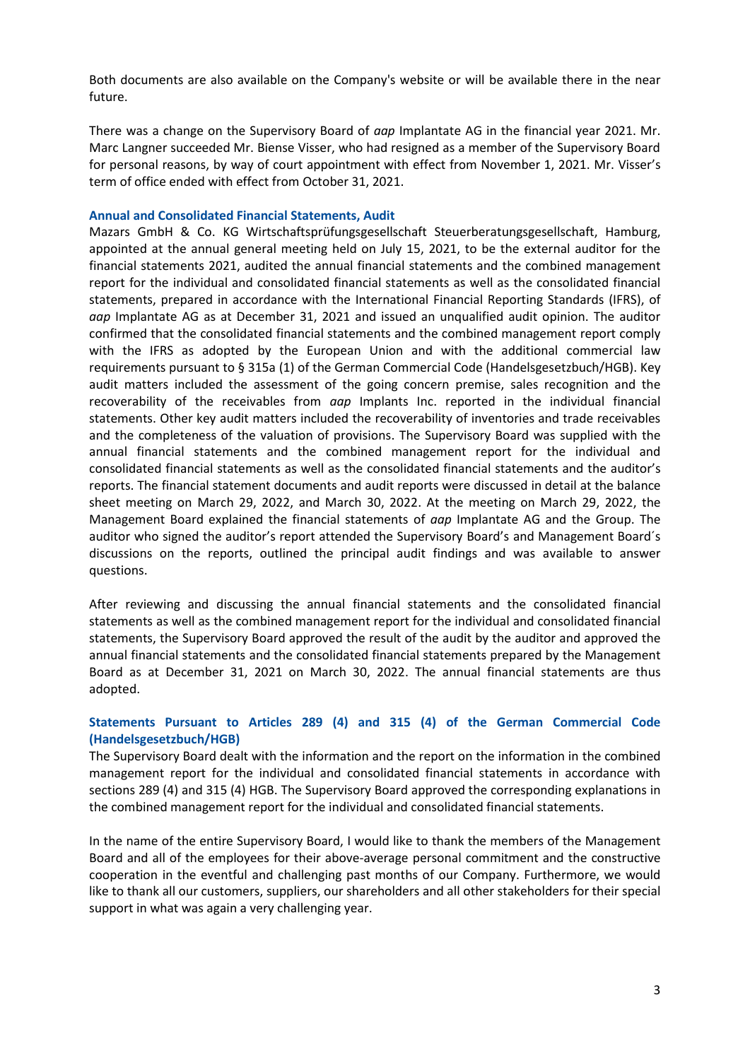Both documents are also available on the Company's website or will be available there in the near future.

There was a change on the Supervisory Board of *aap* Implantate AG in the financial year 2021. Mr. Marc Langner succeeded Mr. Biense Visser, who had resigned as a member of the Supervisory Board for personal reasons, by way of court appointment with effect from November 1, 2021. Mr. Visser's term of office ended with effect from October 31, 2021.

### Annual and Consolidated Financial Statements, Audit

Mazars GmbH & Co. KG Wirtschaftsprüfungsgesellschaft Steuerberatungsgesellschaft, Hamburg, appointed at the annual general meeting held on July 15, 2021, to be the external auditor for the financial statements 2021, audited the annual financial statements and the combined management report for the individual and consolidated financial statements as well as the consolidated financial statements, prepared in accordance with the International Financial Reporting Standards (IFRS), of *aap* Implantate AG as at December 31, 2021 and issued an unqualified audit opinion. The auditor confirmed that the consolidated financial statements and the combined management report comply with the IFRS as adopted by the European Union and with the additional commercial law requirements pursuant to § 315a (1) of the German Commercial Code (Handelsgesetzbuch/HGB). Key audit matters included the assessment of the going concern premise, sales recognition and the recoverability of the receivables from *aap* Implants Inc. reported in the individual financial statements. Other key audit matters included the recoverability of inventories and trade receivables and the completeness of the valuation of provisions. The Supervisory Board was supplied with the annual financial statements and the combined management report for the individual and consolidated financial statements as well as the consolidated financial statements and the auditor's reports. The financial statement documents and audit reports were discussed in detail at the balance sheet meeting on March 29, 2022, and March 30, 2022. At the meeting on March 29, 2022, the Management Board explained the financial statements of *aap* Implantate AG and the Group. The auditor who signed the auditor's report attended the Supervisory Board's and Management Board´s discussions on the reports, outlined the principal audit findings and was available to answer questions.

After reviewing and discussing the annual financial statements and the consolidated financial statements as well as the combined management report for the individual and consolidated financial statements, the Supervisory Board approved the result of the audit by the auditor and approved the annual financial statements and the consolidated financial statements prepared by the Management Board as at December 31, 2021 on March 30, 2022. The annual financial statements are thus adopted.

### Statements Pursuant to Articles 289 (4) and 315 (4) of the German Commercial Code (Handelsgesetzbuch/HGB)

The Supervisory Board dealt with the information and the report on the information in the combined management report for the individual and consolidated financial statements in accordance with sections 289 (4) and 315 (4) HGB. The Supervisory Board approved the corresponding explanations in the combined management report for the individual and consolidated financial statements.

In the name of the entire Supervisory Board, I would like to thank the members of the Management Board and all of the employees for their above-average personal commitment and the constructive cooperation in the eventful and challenging past months of our Company. Furthermore, we would like to thank all our customers, suppliers, our shareholders and all other stakeholders for their special support in what was again a very challenging year.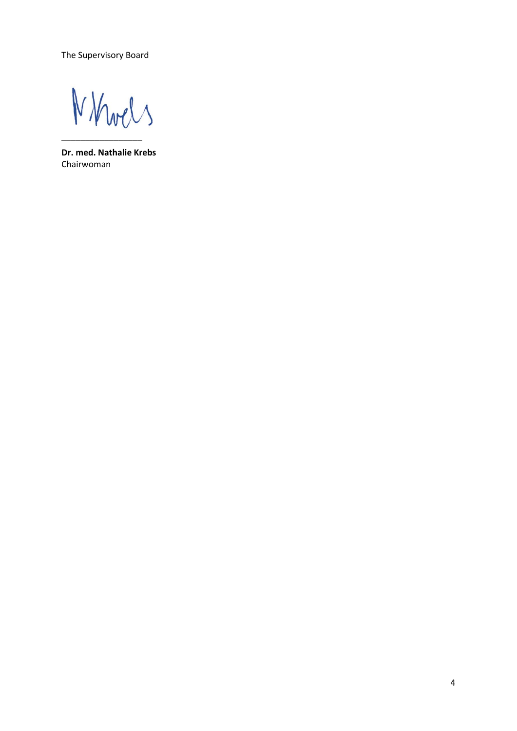The Supervisory Board

\_\_\_\_\_\_\_\_\_\_\_\_\_\_\_\_\_\_\_\_\_\_

**Dr. med. Nathalie Krebs**
Chairwoman